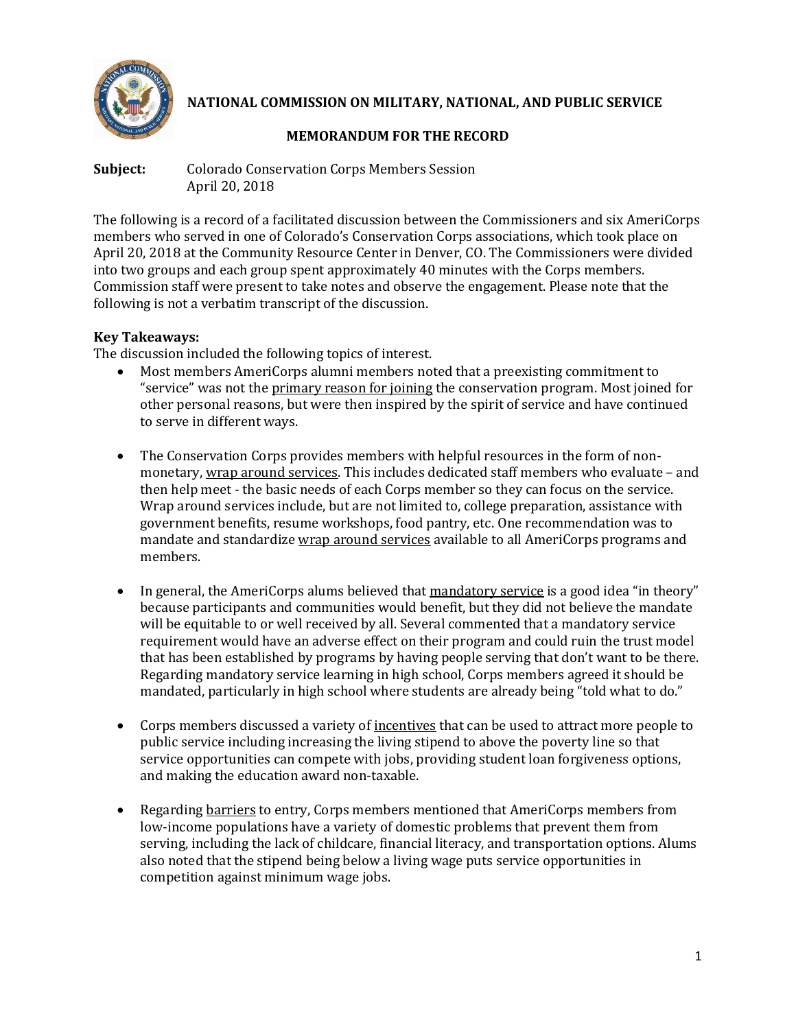**NATIONAL COMMISSION ON MILITARY, NATIONAL, AND PUBLIC SERVICE**

**MEMORANDUM FOR THE RECORD**

**Subject:** Colorado Conservation Corps Members Session
April 20, 2018

The following is a record of a facilitated discussion between the Commissioners and six AmeriCorps members who served in one of Colorado's Conservation Corps associations, which took place on April 20, 2018 at the Community Resource Center in Denver, CO. The Commissioners were divided into two groups and each group spent approximately 40 minutes with the Corps members. Commission staff were present to take notes and observe the engagement. Please note that the following is not a verbatim transcript of the discussion.

**Key Takeaways:**

The discussion included the following topics of interest.

- Most members AmeriCorps alumni members noted that a preexisting commitment to "service" was not the primary reason for joining the conservation program. Most joined for other personal reasons, but were then inspired by the spirit of service and have continued to serve in different ways.

- The Conservation Corps provides members with helpful resources in the form of non-monetary, wrap around services. This includes dedicated staff members who evaluate – and then help meet - the basic needs of each Corps member so they can focus on the service. Wrap around services include, but are not limited to, college preparation, assistance with government benefits, resume workshops, food pantry, etc. One recommendation was to mandate and standardize wrap around services available to all AmeriCorps programs and members.

- In general, the AmeriCorps alums believed that mandatory service is a good idea "in theory" because participants and communities would benefit, but they did not believe the mandate will be equitable to or well received by all. Several commented that a mandatory service requirement would have an adverse effect on their program and could ruin the trust model that has been established by programs by having people serving that don't want to be there. Regarding mandatory service learning in high school, Corps members agreed it should be mandated, particularly in high school where students are already being "told what to do."

- Corps members discussed a variety of incentives that can be used to attract more people to public service including increasing the living stipend to above the poverty line so that service opportunities can compete with jobs, providing student loan forgiveness options, and making the education award non-taxable.

- Regarding barriers to entry, Corps members mentioned that AmeriCorps members from low-income populations have a variety of domestic problems that prevent them from serving, including the lack of childcare, financial literacy, and transportation options. Alums also noted that the stipend being below a living wage puts service opportunities in competition against minimum wage jobs.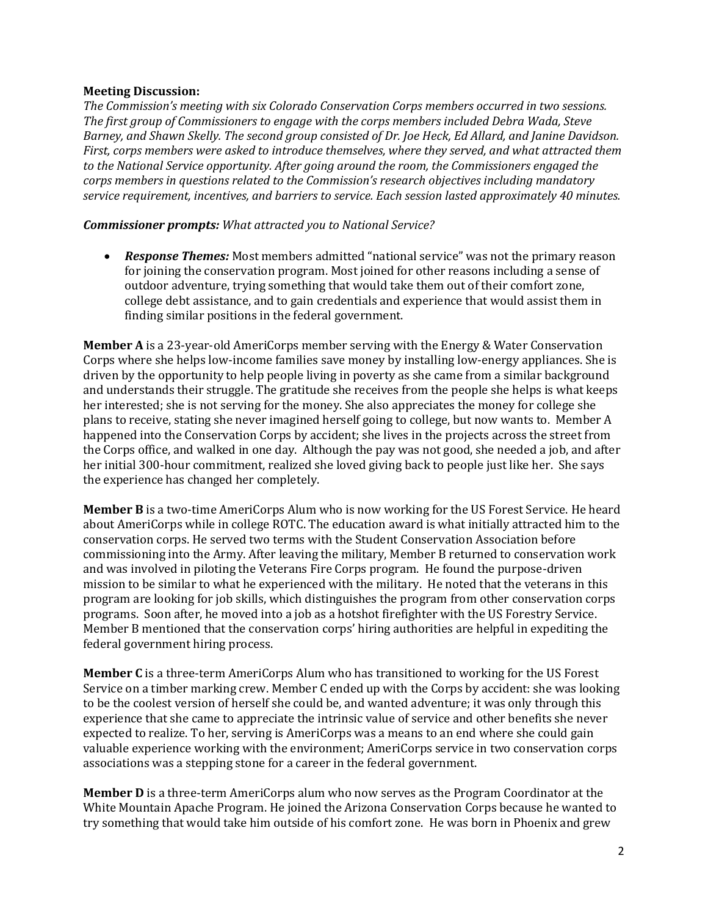**Meeting Discussion:**

*The Commission's meeting with six Colorado Conservation Corps members occurred in two sessions. The first group of Commissioners to engage with the corps members included Debra Wada, Steve Barney, and Shawn Skelly. The second group consisted of Dr. Joe Heck, Ed Allard, and Janine Davidson. First, corps members were asked to introduce themselves, where they served, and what attracted them to the National Service opportunity. After going around the room, the Commissioners engaged the corps members in questions related to the Commission's research objectives including mandatory service requirement, incentives, and barriers to service. Each session lasted approximately 40 minutes.*

***Commissioner prompts:*** *What attracted you to National Service?*

- ***Response Themes:*** Most members admitted "national service" was not the primary reason for joining the conservation program. Most joined for other reasons including a sense of outdoor adventure, trying something that would take them out of their comfort zone, college debt assistance, and to gain credentials and experience that would assist them in finding similar positions in the federal government.

**Member A** is a 23-year-old AmeriCorps member serving with the Energy & Water Conservation Corps where she helps low-income families save money by installing low-energy appliances. She is driven by the opportunity to help people living in poverty as she came from a similar background and understands their struggle. The gratitude she receives from the people she helps is what keeps her interested; she is not serving for the money. She also appreciates the money for college she plans to receive, stating she never imagined herself going to college, but now wants to. Member A happened into the Conservation Corps by accident; she lives in the projects across the street from the Corps office, and walked in one day. Although the pay was not good, she needed a job, and after her initial 300-hour commitment, realized she loved giving back to people just like her. She says the experience has changed her completely.

**Member B** is a two-time AmeriCorps Alum who is now working for the US Forest Service. He heard about AmeriCorps while in college ROTC. The education award is what initially attracted him to the conservation corps. He served two terms with the Student Conservation Association before commissioning into the Army. After leaving the military, Member B returned to conservation work and was involved in piloting the Veterans Fire Corps program. He found the purpose-driven mission to be similar to what he experienced with the military. He noted that the veterans in this program are looking for job skills, which distinguishes the program from other conservation corps programs. Soon after, he moved into a job as a hotshot firefighter with the US Forestry Service. Member B mentioned that the conservation corps' hiring authorities are helpful in expediting the federal government hiring process.

**Member C** is a three-term AmeriCorps Alum who has transitioned to working for the US Forest Service on a timber marking crew. Member C ended up with the Corps by accident: she was looking to be the coolest version of herself she could be, and wanted adventure; it was only through this experience that she came to appreciate the intrinsic value of service and other benefits she never expected to realize. To her, serving is AmeriCorps was a means to an end where she could gain valuable experience working with the environment; AmeriCorps service in two conservation corps associations was a stepping stone for a career in the federal government.

**Member D** is a three-term AmeriCorps alum who now serves as the Program Coordinator at the White Mountain Apache Program. He joined the Arizona Conservation Corps because he wanted to try something that would take him outside of his comfort zone. He was born in Phoenix and grew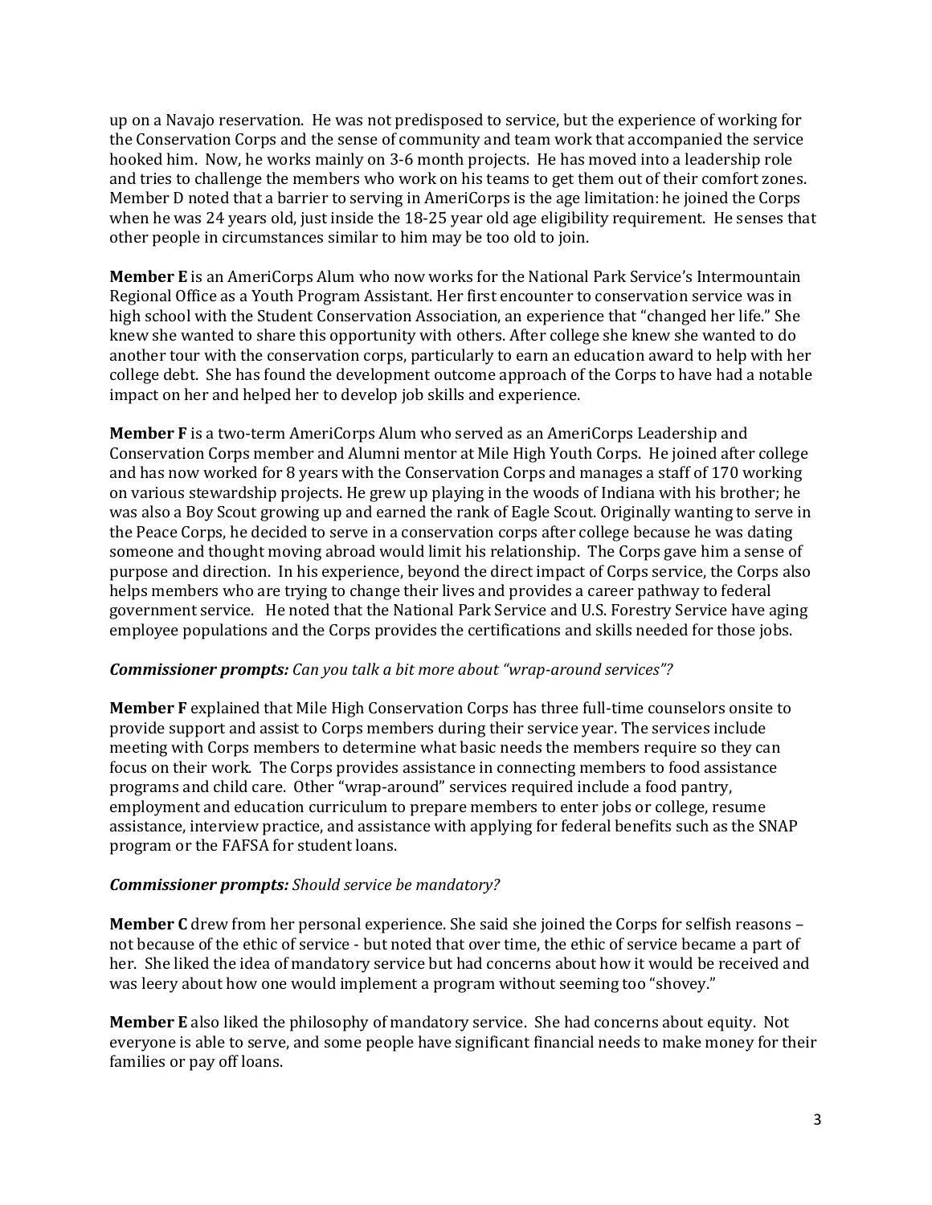up on a Navajo reservation. He was not predisposed to service, but the experience of working for the Conservation Corps and the sense of community and team work that accompanied the service hooked him. Now, he works mainly on 3-6 month projects. He has moved into a leadership role and tries to challenge the members who work on his teams to get them out of their comfort zones. Member D noted that a barrier to serving in AmeriCorps is the age limitation: he joined the Corps when he was 24 years old, just inside the 18-25 year old age eligibility requirement. He senses that other people in circumstances similar to him may be too old to join.

**Member E** is an AmeriCorps Alum who now works for the National Park Service's Intermountain Regional Office as a Youth Program Assistant. Her first encounter to conservation service was in high school with the Student Conservation Association, an experience that "changed her life." She knew she wanted to share this opportunity with others. After college she knew she wanted to do another tour with the conservation corps, particularly to earn an education award to help with her college debt. She has found the development outcome approach of the Corps to have had a notable impact on her and helped her to develop job skills and experience.

**Member F** is a two-term AmeriCorps Alum who served as an AmeriCorps Leadership and Conservation Corps member and Alumni mentor at Mile High Youth Corps. He joined after college and has now worked for 8 years with the Conservation Corps and manages a staff of 170 working on various stewardship projects. He grew up playing in the woods of Indiana with his brother; he was also a Boy Scout growing up and earned the rank of Eagle Scout. Originally wanting to serve in the Peace Corps, he decided to serve in a conservation corps after college because he was dating someone and thought moving abroad would limit his relationship. The Corps gave him a sense of purpose and direction. In his experience, beyond the direct impact of Corps service, the Corps also helps members who are trying to change their lives and provides a career pathway to federal government service. He noted that the National Park Service and U.S. Forestry Service have aging employee populations and the Corps provides the certifications and skills needed for those jobs.

***Commissioner prompts:*** *Can you talk a bit more about "wrap-around services"?*

**Member F** explained that Mile High Conservation Corps has three full-time counselors onsite to provide support and assist to Corps members during their service year. The services include meeting with Corps members to determine what basic needs the members require so they can focus on their work. The Corps provides assistance in connecting members to food assistance programs and child care. Other "wrap-around" services required include a food pantry, employment and education curriculum to prepare members to enter jobs or college, resume assistance, interview practice, and assistance with applying for federal benefits such as the SNAP program or the FAFSA for student loans.

***Commissioner prompts:*** *Should service be mandatory?*

**Member C** drew from her personal experience. She said she joined the Corps for selfish reasons – not because of the ethic of service - but noted that over time, the ethic of service became a part of her. She liked the idea of mandatory service but had concerns about how it would be received and was leery about how one would implement a program without seeming too "shovey."

**Member E** also liked the philosophy of mandatory service. She had concerns about equity. Not everyone is able to serve, and some people have significant financial needs to make money for their families or pay off loans.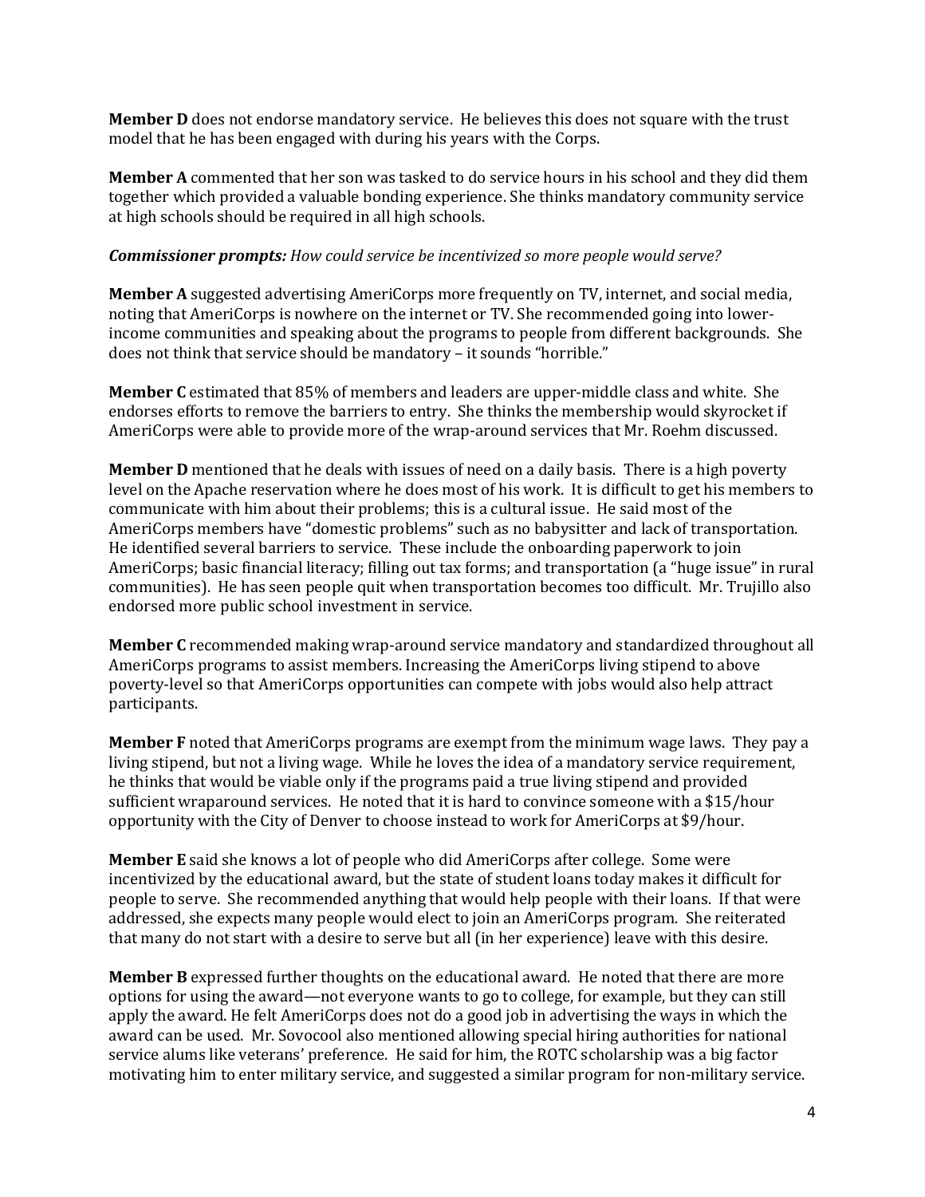**Member D** does not endorse mandatory service. He believes this does not square with the trust model that he has been engaged with during his years with the Corps.

**Member A** commented that her son was tasked to do service hours in his school and they did them together which provided a valuable bonding experience. She thinks mandatory community service at high schools should be required in all high schools.

***Commissioner prompts:*** *How could service be incentivized so more people would serve?*

**Member A** suggested advertising AmeriCorps more frequently on TV, internet, and social media, noting that AmeriCorps is nowhere on the internet or TV. She recommended going into lower-income communities and speaking about the programs to people from different backgrounds. She does not think that service should be mandatory – it sounds "horrible."

**Member C** estimated that 85% of members and leaders are upper-middle class and white. She endorses efforts to remove the barriers to entry. She thinks the membership would skyrocket if AmeriCorps were able to provide more of the wrap-around services that Mr. Roehm discussed.

**Member D** mentioned that he deals with issues of need on a daily basis. There is a high poverty level on the Apache reservation where he does most of his work. It is difficult to get his members to communicate with him about their problems; this is a cultural issue. He said most of the AmeriCorps members have "domestic problems" such as no babysitter and lack of transportation. He identified several barriers to service. These include the onboarding paperwork to join AmeriCorps; basic financial literacy; filling out tax forms; and transportation (a "huge issue" in rural communities). He has seen people quit when transportation becomes too difficult. Mr. Trujillo also endorsed more public school investment in service.

**Member C** recommended making wrap-around service mandatory and standardized throughout all AmeriCorps programs to assist members. Increasing the AmeriCorps living stipend to above poverty-level so that AmeriCorps opportunities can compete with jobs would also help attract participants.

**Member F** noted that AmeriCorps programs are exempt from the minimum wage laws. They pay a living stipend, but not a living wage. While he loves the idea of a mandatory service requirement, he thinks that would be viable only if the programs paid a true living stipend and provided sufficient wraparound services. He noted that it is hard to convince someone with a $15/hour opportunity with the City of Denver to choose instead to work for AmeriCorps at $9/hour.

**Member E** said she knows a lot of people who did AmeriCorps after college. Some were incentivized by the educational award, but the state of student loans today makes it difficult for people to serve. She recommended anything that would help people with their loans. If that were addressed, she expects many people would elect to join an AmeriCorps program. She reiterated that many do not start with a desire to serve but all (in her experience) leave with this desire.

**Member B** expressed further thoughts on the educational award. He noted that there are more options for using the award—not everyone wants to go to college, for example, but they can still apply the award. He felt AmeriCorps does not do a good job in advertising the ways in which the award can be used. Mr. Sovocool also mentioned allowing special hiring authorities for national service alums like veterans' preference. He said for him, the ROTC scholarship was a big factor motivating him to enter military service, and suggested a similar program for non-military service.